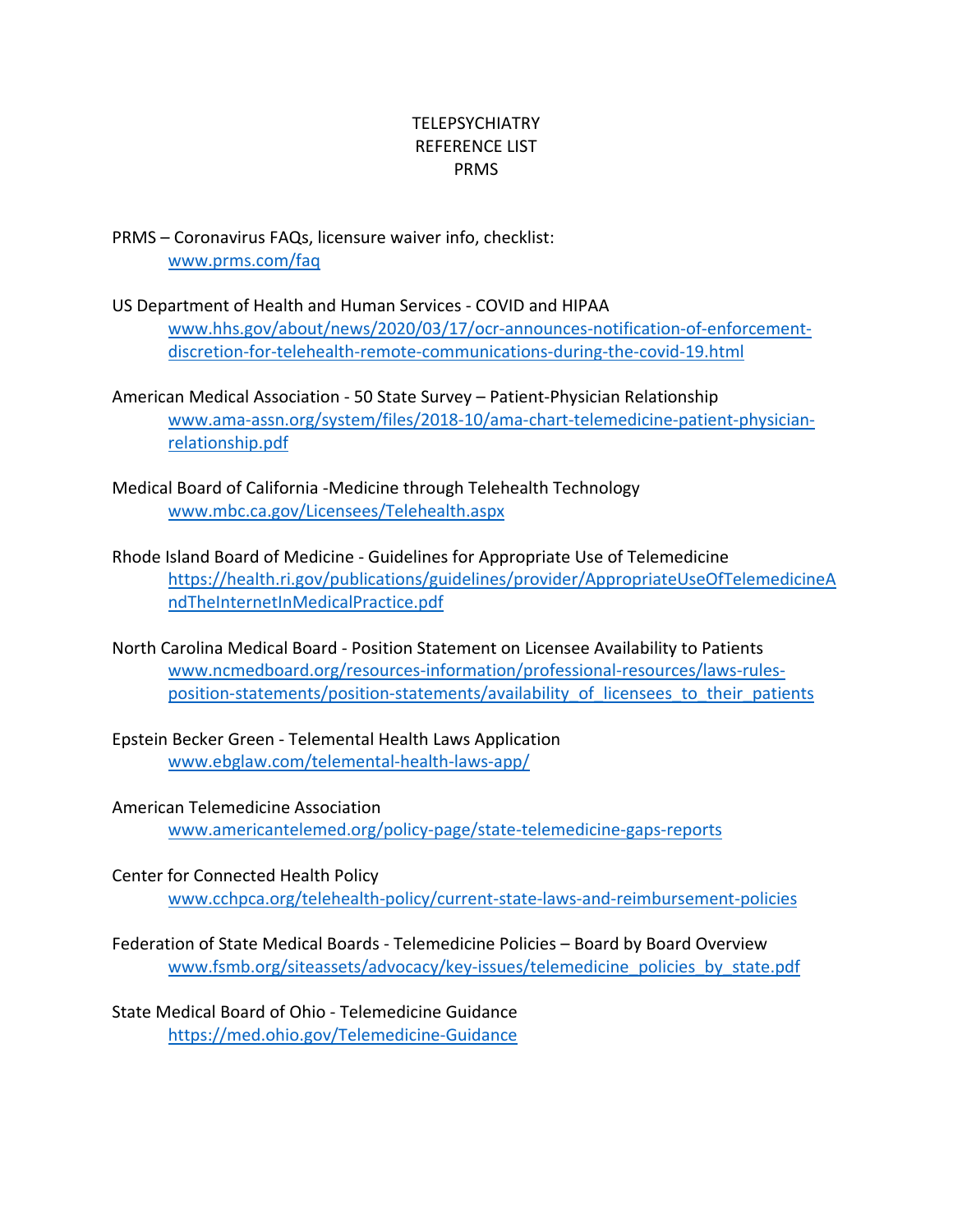# TELEPSYCHIATRY
# REFERENCE LIST
# PRMS

PRMS – Coronavirus FAQs, licensure waiver info, checklist:
www.prms.com/faq

US Department of Health and Human Services - COVID and HIPAA
www.hhs.gov/about/news/2020/03/17/ocr-announces-notification-of-enforcement-discretion-for-telehealth-remote-communications-during-the-covid-19.html

American Medical Association - 50 State Survey – Patient-Physician Relationship
www.ama-assn.org/system/files/2018-10/ama-chart-telemedicine-patient-physician-relationship.pdf

Medical Board of California -Medicine through Telehealth Technology
www.mbc.ca.gov/Licensees/Telehealth.aspx

Rhode Island Board of Medicine - Guidelines for Appropriate Use of Telemedicine
https://health.ri.gov/publications/guidelines/provider/AppropriateUseOfTelemedicineAndTheInternetInMedicalPractice.pdf

North Carolina Medical Board - Position Statement on Licensee Availability to Patients
www.ncmedboard.org/resources-information/professional-resources/laws-rules-position-statements/position-statements/availability_of_licensees_to_their_patients

Epstein Becker Green - Telemental Health Laws Application
www.ebglaw.com/telemental-health-laws-app/

American Telemedicine Association
www.americantelemed.org/policy-page/state-telemedicine-gaps-reports

Center for Connected Health Policy
www.cchpca.org/telehealth-policy/current-state-laws-and-reimbursement-policies

Federation of State Medical Boards - Telemedicine Policies – Board by Board Overview
www.fsmb.org/siteassets/advocacy/key-issues/telemedicine_policies_by_state.pdf

State Medical Board of Ohio - Telemedicine Guidance
https://med.ohio.gov/Telemedicine-Guidance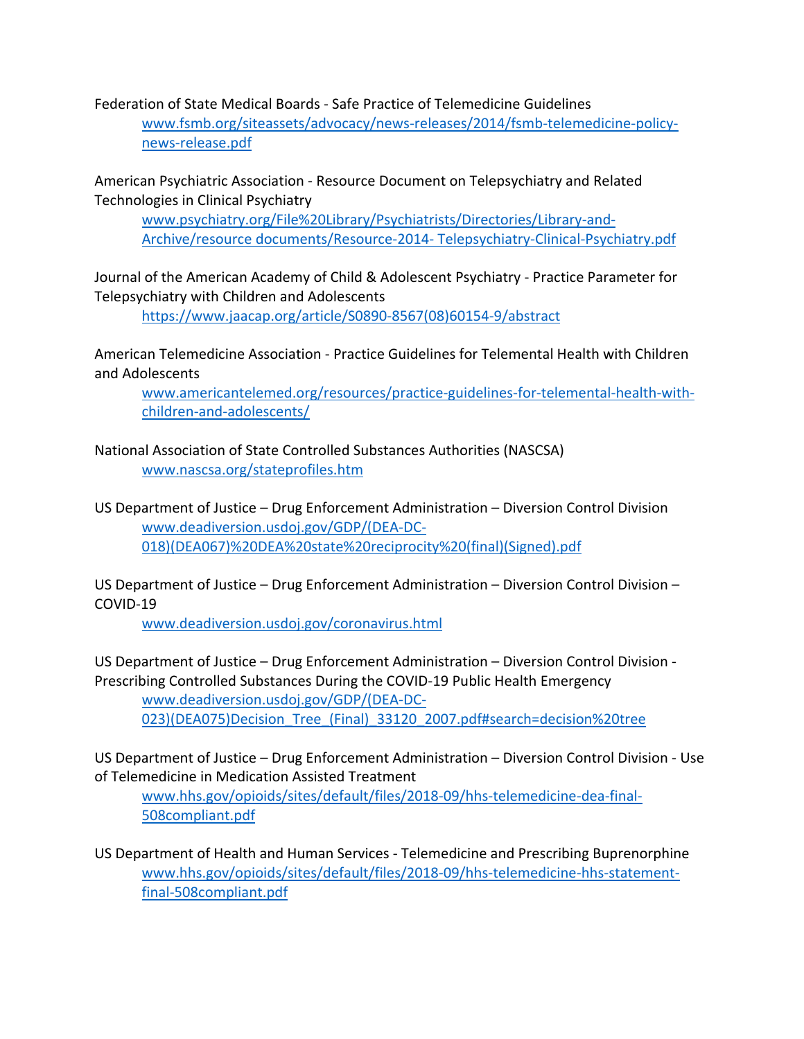Federation of State Medical Boards - Safe Practice of Telemedicine Guidelines

> www.fsmb.org/siteassets/advocacy/news-releases/2014/fsmb-telemedicine-policy-news-release.pdf

American Psychiatric Association - Resource Document on Telepsychiatry and Related Technologies in Clinical Psychiatry

> www.psychiatry.org/File%20Library/Psychiatrists/Directories/Library-and-Archive/resource documents/Resource-2014- Telepsychiatry-Clinical-Psychiatry.pdf

Journal of the American Academy of Child & Adolescent Psychiatry - Practice Parameter for Telepsychiatry with Children and Adolescents

> https://www.jaacap.org/article/S0890-8567(08)60154-9/abstract

American Telemedicine Association - Practice Guidelines for Telemental Health with Children and Adolescents

> www.americantelemed.org/resources/practice-guidelines-for-telemental-health-with-children-and-adolescents/

National Association of State Controlled Substances Authorities (NASCSA)

> www.nascsa.org/stateprofiles.htm

US Department of Justice – Drug Enforcement Administration – Diversion Control Division

> www.deadiversion.usdoj.gov/GDP/(DEA-DC-018)(DEA067)%20DEA%20state%20reciprocity%20(final)(Signed).pdf

US Department of Justice – Drug Enforcement Administration – Diversion Control Division – COVID-19

> www.deadiversion.usdoj.gov/coronavirus.html

US Department of Justice – Drug Enforcement Administration – Diversion Control Division - Prescribing Controlled Substances During the COVID-19 Public Health Emergency

> www.deadiversion.usdoj.gov/GDP/(DEA-DC-023)(DEA075)Decision_Tree_(Final)_33120_2007.pdf#search=decision%20tree

US Department of Justice – Drug Enforcement Administration – Diversion Control Division - Use of Telemedicine in Medication Assisted Treatment

> www.hhs.gov/opioids/sites/default/files/2018-09/hhs-telemedicine-dea-final-508compliant.pdf

US Department of Health and Human Services - Telemedicine and Prescribing Buprenorphine

> www.hhs.gov/opioids/sites/default/files/2018-09/hhs-telemedicine-hhs-statement-final-508compliant.pdf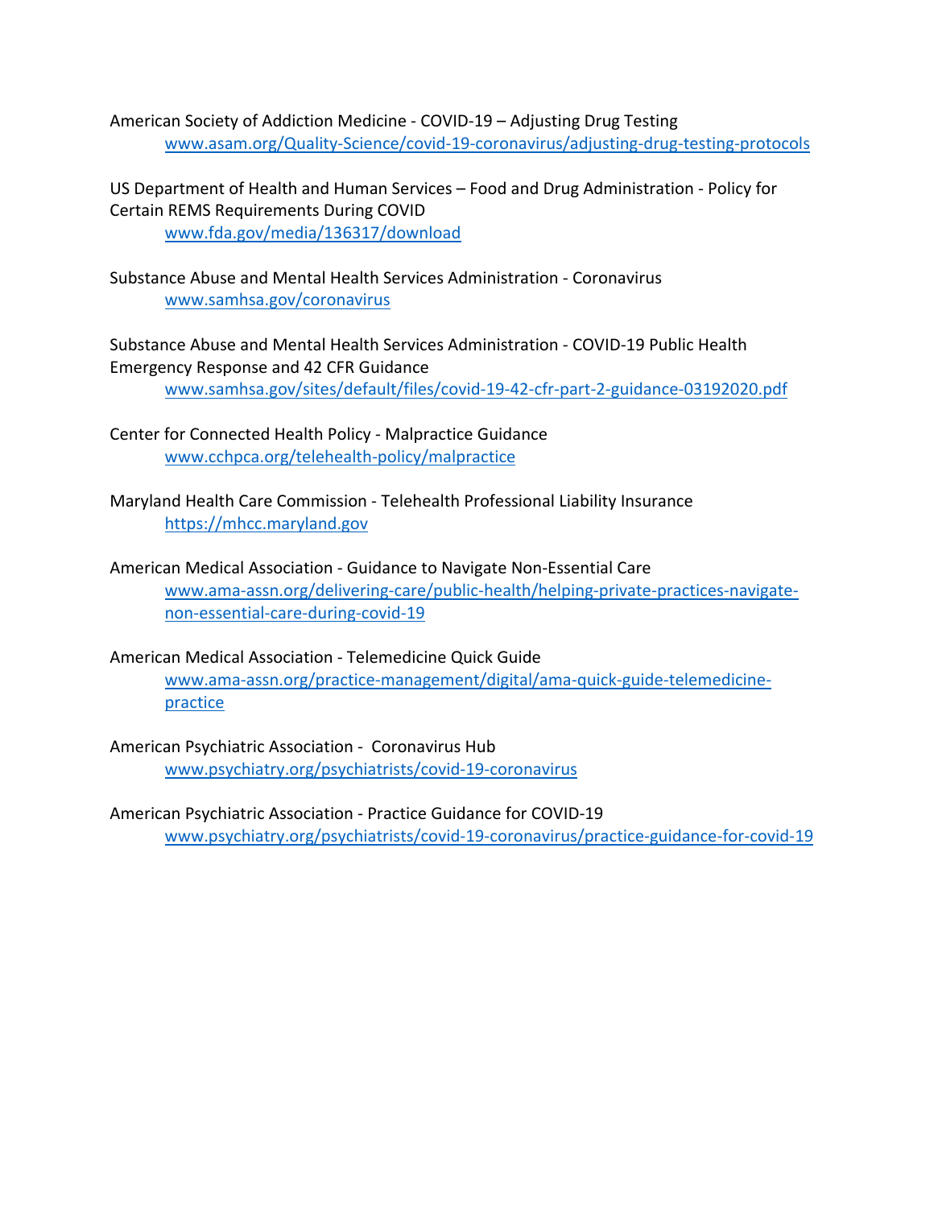American Society of Addiction Medicine - COVID-19 – Adjusting Drug Testing
    www.asam.org/Quality-Science/covid-19-coronavirus/adjusting-drug-testing-protocols

US Department of Health and Human Services – Food and Drug Administration - Policy for Certain REMS Requirements During COVID
    www.fda.gov/media/136317/download

Substance Abuse and Mental Health Services Administration - Coronavirus
    www.samhsa.gov/coronavirus

Substance Abuse and Mental Health Services Administration - COVID-19 Public Health Emergency Response and 42 CFR Guidance
    www.samhsa.gov/sites/default/files/covid-19-42-cfr-part-2-guidance-03192020.pdf

Center for Connected Health Policy - Malpractice Guidance
    www.cchpca.org/telehealth-policy/malpractice

Maryland Health Care Commission - Telehealth Professional Liability Insurance
    https://mhcc.maryland.gov

American Medical Association - Guidance to Navigate Non-Essential Care
    www.ama-assn.org/delivering-care/public-health/helping-private-practices-navigate-non-essential-care-during-covid-19

American Medical Association - Telemedicine Quick Guide
    www.ama-assn.org/practice-management/digital/ama-quick-guide-telemedicine-practice

American Psychiatric Association - Coronavirus Hub
    www.psychiatry.org/psychiatrists/covid-19-coronavirus

American Psychiatric Association - Practice Guidance for COVID-19
    www.psychiatry.org/psychiatrists/covid-19-coronavirus/practice-guidance-for-covid-19